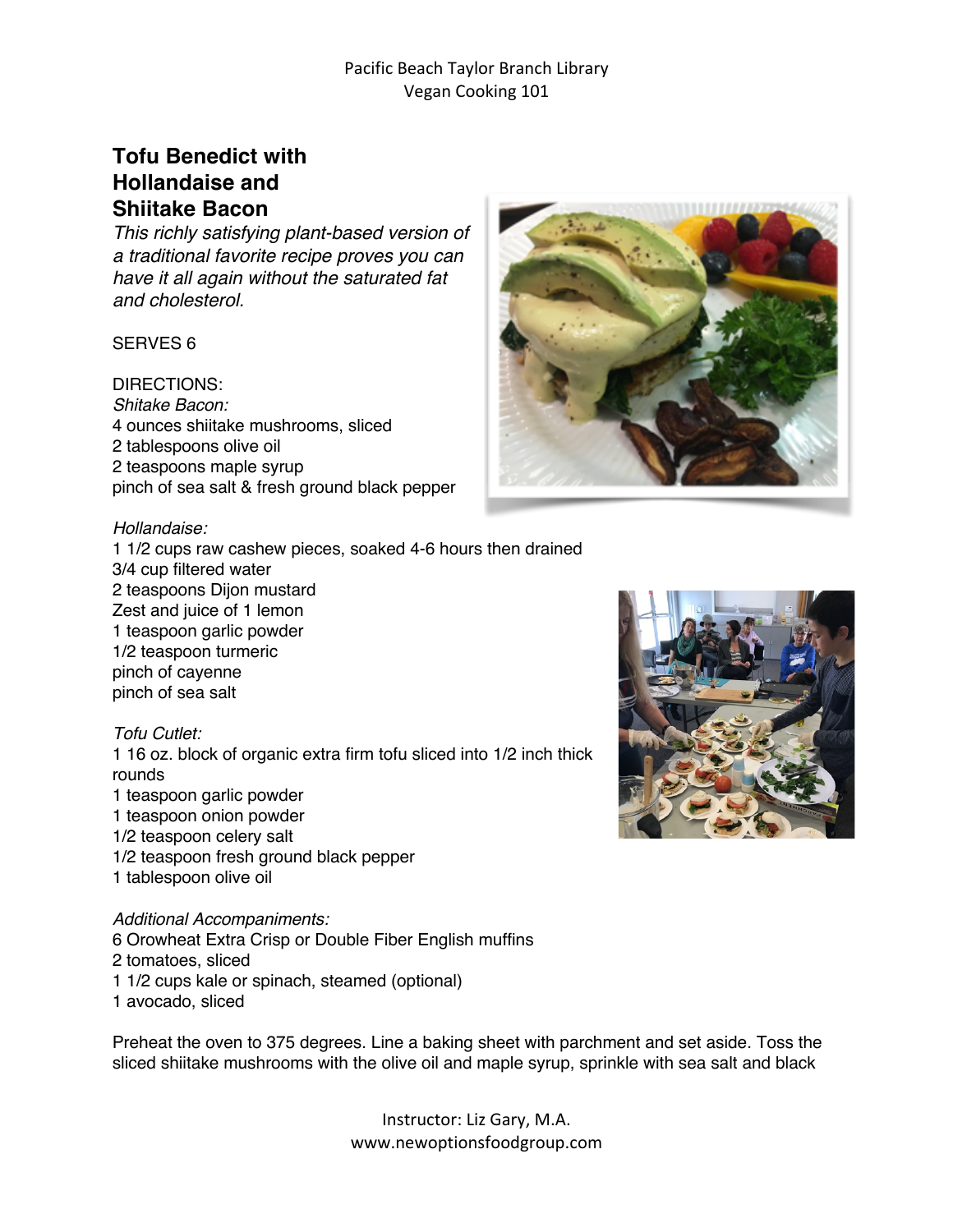# Tofu Benedict with Hollandaise and Shiitake Bacon

*This richly satisfying plant-based version of a traditional favorite recipe proves you can have it all again without the saturated fat and cholesterol.*

SERVES 6

DIRECTIONS:

*Shitake Bacon:*

4 ounces shiitake mushrooms, sliced
2 tablespoons olive oil
2 teaspoons maple syrup
pinch of sea salt & fresh ground black pepper

*Hollandaise:*

1 1/2 cups raw cashew pieces, soaked 4-6 hours then drained
3/4 cup filtered water
2 teaspoons Dijon mustard
Zest and juice of 1 lemon
1 teaspoon garlic powder
1/2 teaspoon turmeric
pinch of cayenne
pinch of sea salt

*Tofu Cutlet:*

1 16 oz. block of organic extra firm tofu sliced into 1/2 inch thick rounds
1 teaspoon garlic powder
1 teaspoon onion powder
1/2 teaspoon celery salt
1/2 teaspoon fresh ground black pepper
1 tablespoon olive oil

*Additional Accompaniments:*

6 Orowheat Extra Crisp or Double Fiber English muffins
2 tomatoes, sliced
1 1/2 cups kale or spinach, steamed (optional)
1 avocado, sliced

Preheat the oven to 375 degrees. Line a baking sheet with parchment and set aside. Toss the sliced shiitake mushrooms with the olive oil and maple syrup, sprinkle with sea salt and black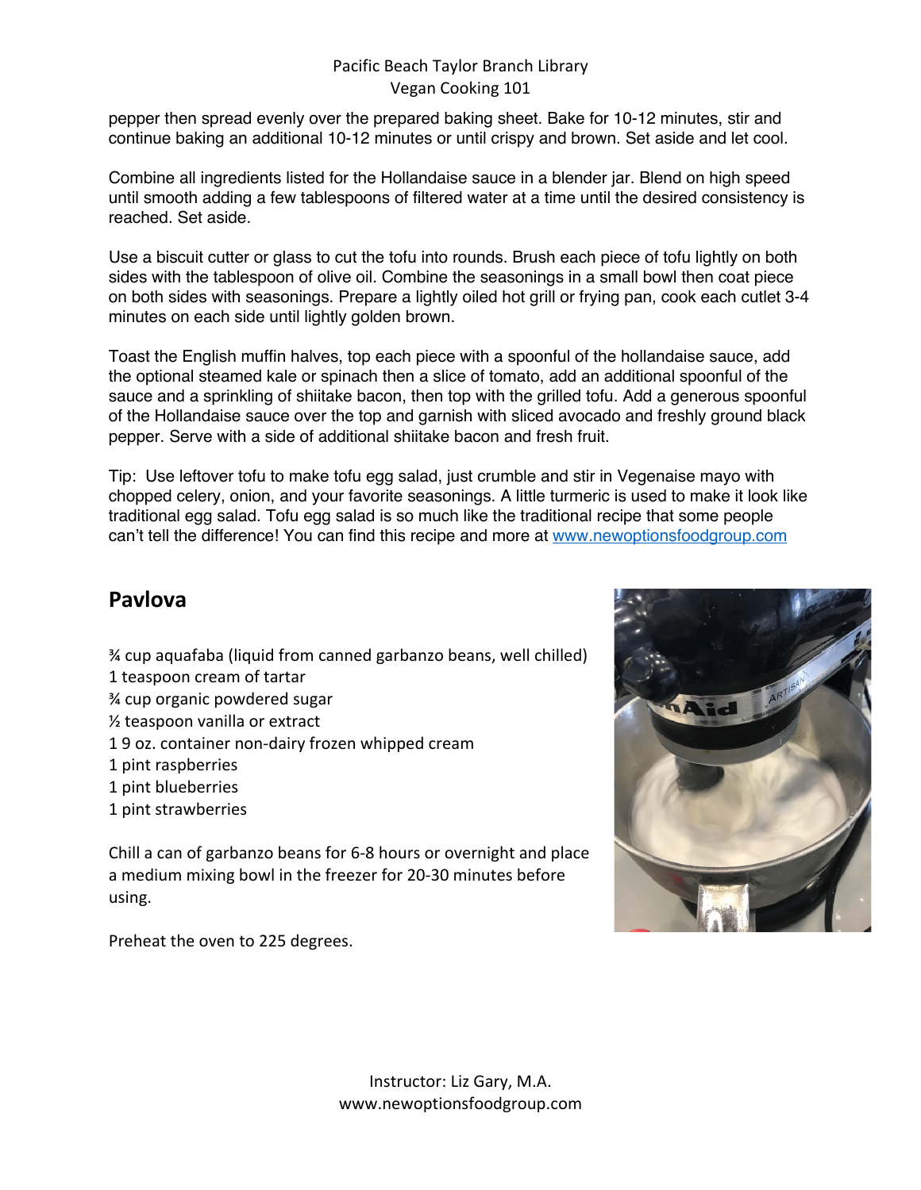pepper then spread evenly over the prepared baking sheet. Bake for 10-12 minutes, stir and continue baking an additional 10-12 minutes or until crispy and brown. Set aside and let cool.

Combine all ingredients listed for the Hollandaise sauce in a blender jar. Blend on high speed until smooth adding a few tablespoons of filtered water at a time until the desired consistency is reached. Set aside.

Use a biscuit cutter or glass to cut the tofu into rounds. Brush each piece of tofu lightly on both sides with the tablespoon of olive oil. Combine the seasonings in a small bowl then coat piece on both sides with seasonings. Prepare a lightly oiled hot grill or frying pan, cook each cutlet 3-4 minutes on each side until lightly golden brown.

Toast the English muffin halves, top each piece with a spoonful of the hollandaise sauce, add the optional steamed kale or spinach then a slice of tomato, add an additional spoonful of the sauce and a sprinkling of shiitake bacon, then top with the grilled tofu. Add a generous spoonful of the Hollandaise sauce over the top and garnish with sliced avocado and freshly ground black pepper. Serve with a side of additional shiitake bacon and fresh fruit.

Tip: Use leftover tofu to make tofu egg salad, just crumble and stir in Vegenaise mayo with chopped celery, onion, and your favorite seasonings. A little turmeric is used to make it look like traditional egg salad. Tofu egg salad is so much like the traditional recipe that some people can't tell the difference! You can find this recipe and more at www.newoptionsfoodgroup.com

## Pavlova

¾ cup aquafaba (liquid from canned garbanzo beans, well chilled)
1 teaspoon cream of tartar
¾ cup organic powdered sugar
½ teaspoon vanilla or extract
1 9 oz. container non-dairy frozen whipped cream
1 pint raspberries
1 pint blueberries
1 pint strawberries

Chill a can of garbanzo beans for 6-8 hours or overnight and place a medium mixing bowl in the freezer for 20-30 minutes before using.

Preheat the oven to 225 degrees.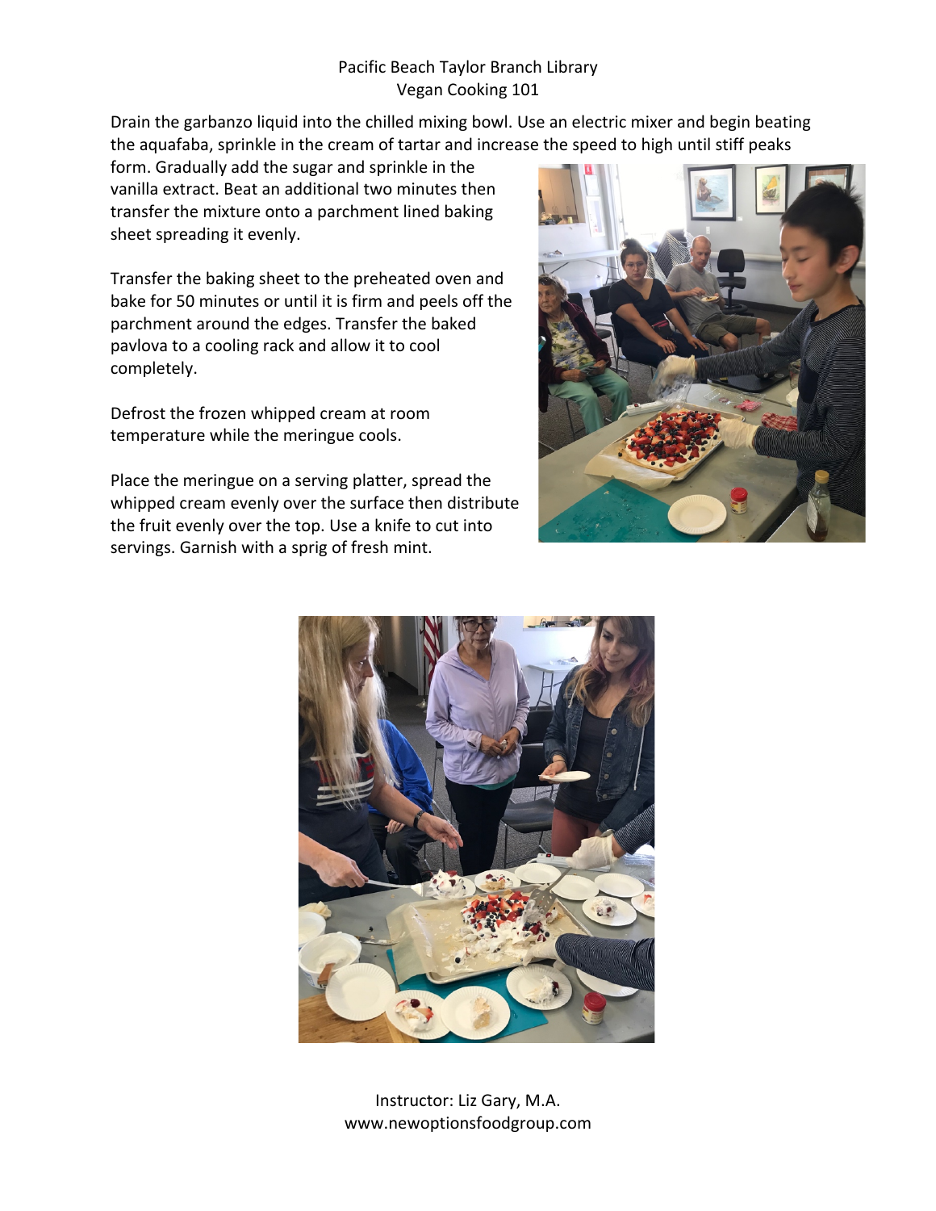Drain the garbanzo liquid into the chilled mixing bowl. Use an electric mixer and begin beating the aquafaba, sprinkle in the cream of tartar and increase the speed to high until stiff peaks form. Gradually add the sugar and sprinkle in the vanilla extract. Beat an additional two minutes then transfer the mixture onto a parchment lined baking sheet spreading it evenly.

Transfer the baking sheet to the preheated oven and bake for 50 minutes or until it is firm and peels off the parchment around the edges. Transfer the baked pavlova to a cooling rack and allow it to cool completely.

Defrost the frozen whipped cream at room temperature while the meringue cools.

Place the meringue on a serving platter, spread the whipped cream evenly over the surface then distribute the fruit evenly over the top. Use a knife to cut into servings. Garnish with a sprig of fresh mint.

Instructor: Liz Gary, M.A.
www.newoptionsfoodgroup.com